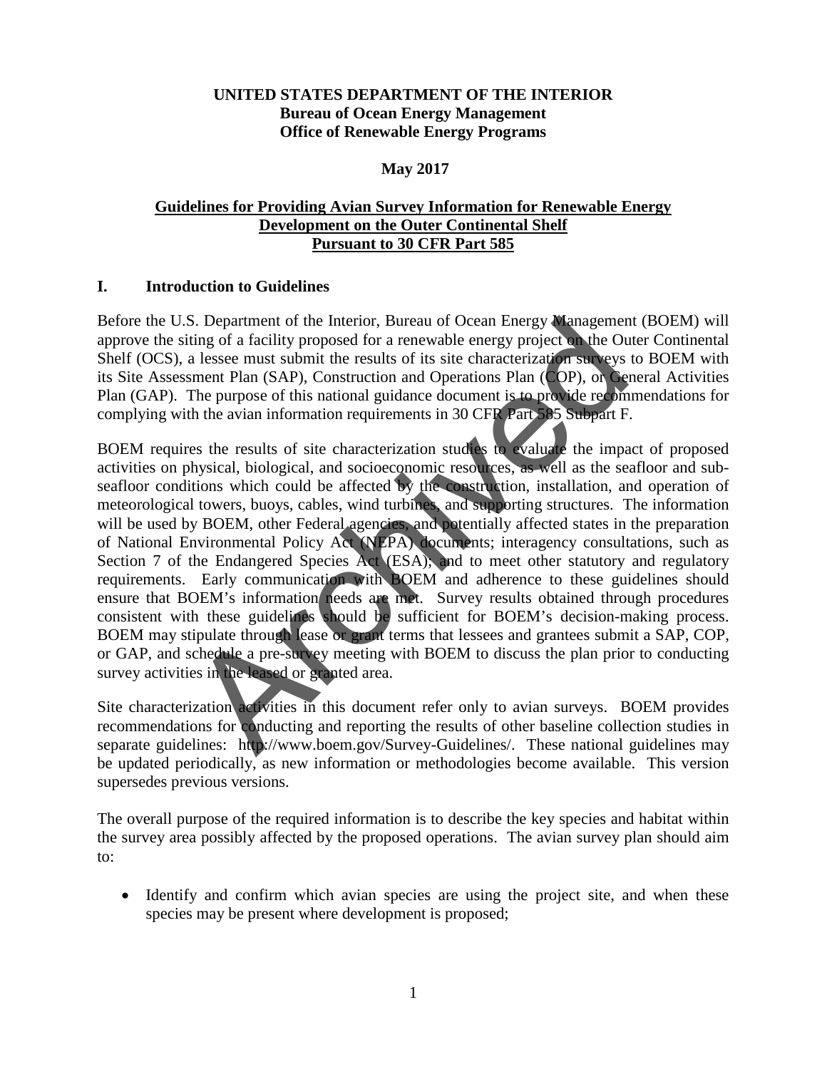**UNITED STATES DEPARTMENT OF THE INTERIOR**
**Bureau of Ocean Energy Management**
**Office of Renewable Energy Programs**

**May 2017**

# Guidelines for Providing Avian Survey Information for Renewable Energy Development on the Outer Continental Shelf Pursuant to 30 CFR Part 585

## I. Introduction to Guidelines

Before the U.S. Department of the Interior, Bureau of Ocean Energy Management (BOEM) will approve the siting of a facility proposed for a renewable energy project on the Outer Continental Shelf (OCS), a lessee must submit the results of its site characterization surveys to BOEM with its Site Assessment Plan (SAP), Construction and Operations Plan (COP), or General Activities Plan (GAP). The purpose of this national guidance document is to provide recommendations for complying with the avian information requirements in 30 CFR Part 585 Subpart F.

BOEM requires the results of site characterization studies to evaluate the impact of proposed activities on physical, biological, and socioeconomic resources, as well as the seafloor and sub-seafloor conditions which could be affected by the construction, installation, and operation of meteorological towers, buoys, cables, wind turbines, and supporting structures. The information will be used by BOEM, other Federal agencies, and potentially affected states in the preparation of National Environmental Policy Act (NEPA) documents; interagency consultations, such as Section 7 of the Endangered Species Act (ESA); and to meet other statutory and regulatory requirements. Early communication with BOEM and adherence to these guidelines should ensure that BOEM's information needs are met. Survey results obtained through procedures consistent with these guidelines should be sufficient for BOEM's decision-making process. BOEM may stipulate through lease or grant terms that lessees and grantees submit a SAP, COP, or GAP, and schedule a pre-survey meeting with BOEM to discuss the plan prior to conducting survey activities in the leased or granted area.

Site characterization activities in this document refer only to avian surveys. BOEM provides recommendations for conducting and reporting the results of other baseline collection studies in separate guidelines: http://www.boem.gov/Survey-Guidelines/. These national guidelines may be updated periodically, as new information or methodologies become available. This version supersedes previous versions.

The overall purpose of the required information is to describe the key species and habitat within the survey area possibly affected by the proposed operations. The avian survey plan should aim to:

- Identify and confirm which avian species are using the project site, and when these species may be present where development is proposed;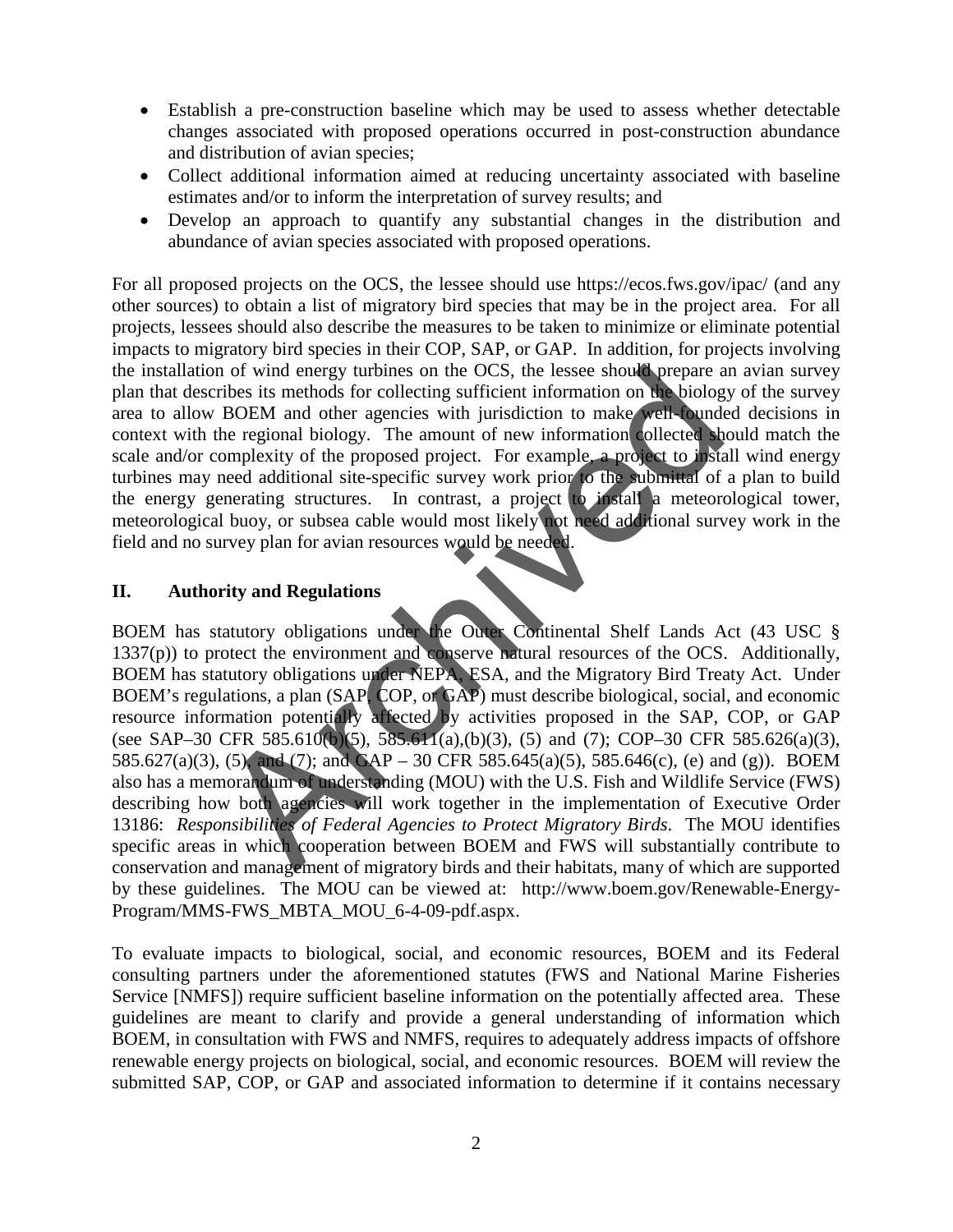- Establish a pre-construction baseline which may be used to assess whether detectable changes associated with proposed operations occurred in post-construction abundance and distribution of avian species;
- Collect additional information aimed at reducing uncertainty associated with baseline estimates and/or to inform the interpretation of survey results; and
- Develop an approach to quantify any substantial changes in the distribution and abundance of avian species associated with proposed operations.

For all proposed projects on the OCS, the lessee should use https://ecos.fws.gov/ipac/ (and any other sources) to obtain a list of migratory bird species that may be in the project area. For all projects, lessees should also describe the measures to be taken to minimize or eliminate potential impacts to migratory bird species in their COP, SAP, or GAP. In addition, for projects involving the installation of wind energy turbines on the OCS, the lessee should prepare an avian survey plan that describes its methods for collecting sufficient information on the biology of the survey area to allow BOEM and other agencies with jurisdiction to make well-founded decisions in context with the regional biology. The amount of new information collected should match the scale and/or complexity of the proposed project. For example, a project to install wind energy turbines may need additional site-specific survey work prior to the submittal of a plan to build the energy generating structures. In contrast, a project to install a meteorological tower, meteorological buoy, or subsea cable would most likely not need additional survey work in the field and no survey plan for avian resources would be needed.

## II. Authority and Regulations

BOEM has statutory obligations under the Outer Continental Shelf Lands Act (43 USC § 1337(p)) to protect the environment and conserve natural resources of the OCS. Additionally, BOEM has statutory obligations under NEPA, ESA, and the Migratory Bird Treaty Act. Under BOEM's regulations, a plan (SAP, COP, or GAP) must describe biological, social, and economic resource information potentially affected by activities proposed in the SAP, COP, or GAP (see SAP–30 CFR 585.610(b)(5), 585.611(a),(b)(3), (5) and (7); COP–30 CFR 585.626(a)(3), 585.627(a)(3), (5), and (7); and GAP – 30 CFR 585.645(a)(5), 585.646(c), (e) and (g)). BOEM also has a memorandum of understanding (MOU) with the U.S. Fish and Wildlife Service (FWS) describing how both agencies will work together in the implementation of Executive Order 13186: *Responsibilities of Federal Agencies to Protect Migratory Birds*. The MOU identifies specific areas in which cooperation between BOEM and FWS will substantially contribute to conservation and management of migratory birds and their habitats, many of which are supported by these guidelines. The MOU can be viewed at: http://www.boem.gov/Renewable-Energy-Program/MMS-FWS_MBTA_MOU_6-4-09-pdf.aspx.

To evaluate impacts to biological, social, and economic resources, BOEM and its Federal consulting partners under the aforementioned statutes (FWS and National Marine Fisheries Service [NMFS]) require sufficient baseline information on the potentially affected area. These guidelines are meant to clarify and provide a general understanding of information which BOEM, in consultation with FWS and NMFS, requires to adequately address impacts of offshore renewable energy projects on biological, social, and economic resources. BOEM will review the submitted SAP, COP, or GAP and associated information to determine if it contains necessary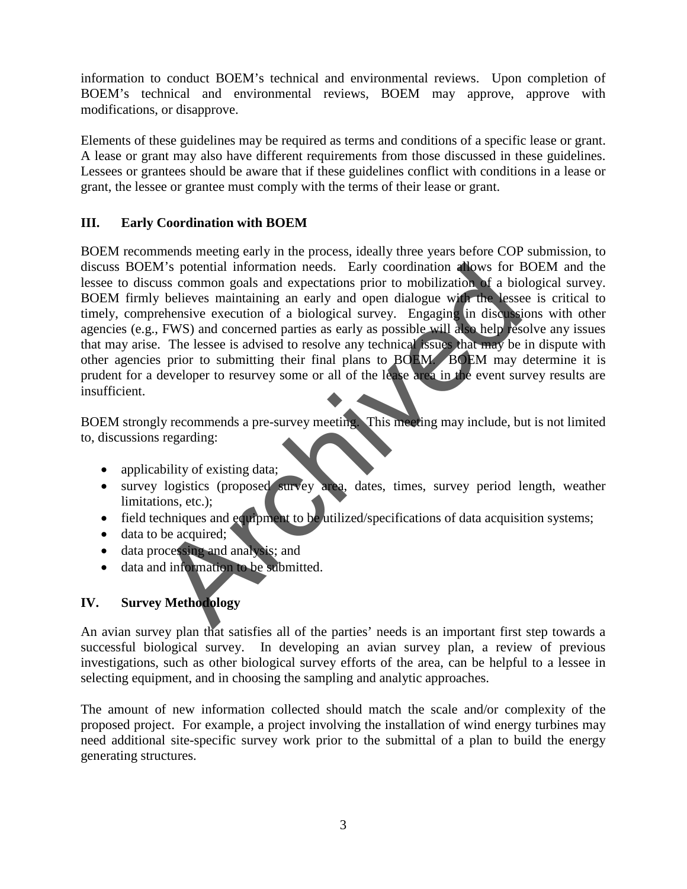information to conduct BOEM's technical and environmental reviews. Upon completion of BOEM's technical and environmental reviews, BOEM may approve, approve with modifications, or disapprove.

Elements of these guidelines may be required as terms and conditions of a specific lease or grant. A lease or grant may also have different requirements from those discussed in these guidelines. Lessees or grantees should be aware that if these guidelines conflict with conditions in a lease or grant, the lessee or grantee must comply with the terms of their lease or grant.

## III. Early Coordination with BOEM

BOEM recommends meeting early in the process, ideally three years before COP submission, to discuss BOEM's potential information needs. Early coordination allows for BOEM and the lessee to discuss common goals and expectations prior to mobilization of a biological survey. BOEM firmly believes maintaining an early and open dialogue with the lessee is critical to timely, comprehensive execution of a biological survey. Engaging in discussions with other agencies (e.g., FWS) and concerned parties as early as possible will also help resolve any issues that may arise. The lessee is advised to resolve any technical issues that may be in dispute with other agencies prior to submitting their final plans to BOEM. BOEM may determine it is prudent for a developer to resurvey some or all of the lease area in the event survey results are insufficient.

BOEM strongly recommends a pre-survey meeting. This meeting may include, but is not limited to, discussions regarding:

- applicability of existing data;
- survey logistics (proposed survey area, dates, times, survey period length, weather limitations, etc.);
- field techniques and equipment to be utilized/specifications of data acquisition systems;
- data to be acquired;
- data processing and analysis; and
- data and information to be submitted.

## IV. Survey Methodology

An avian survey plan that satisfies all of the parties' needs is an important first step towards a successful biological survey. In developing an avian survey plan, a review of previous investigations, such as other biological survey efforts of the area, can be helpful to a lessee in selecting equipment, and in choosing the sampling and analytic approaches.

The amount of new information collected should match the scale and/or complexity of the proposed project. For example, a project involving the installation of wind energy turbines may need additional site-specific survey work prior to the submittal of a plan to build the energy generating structures.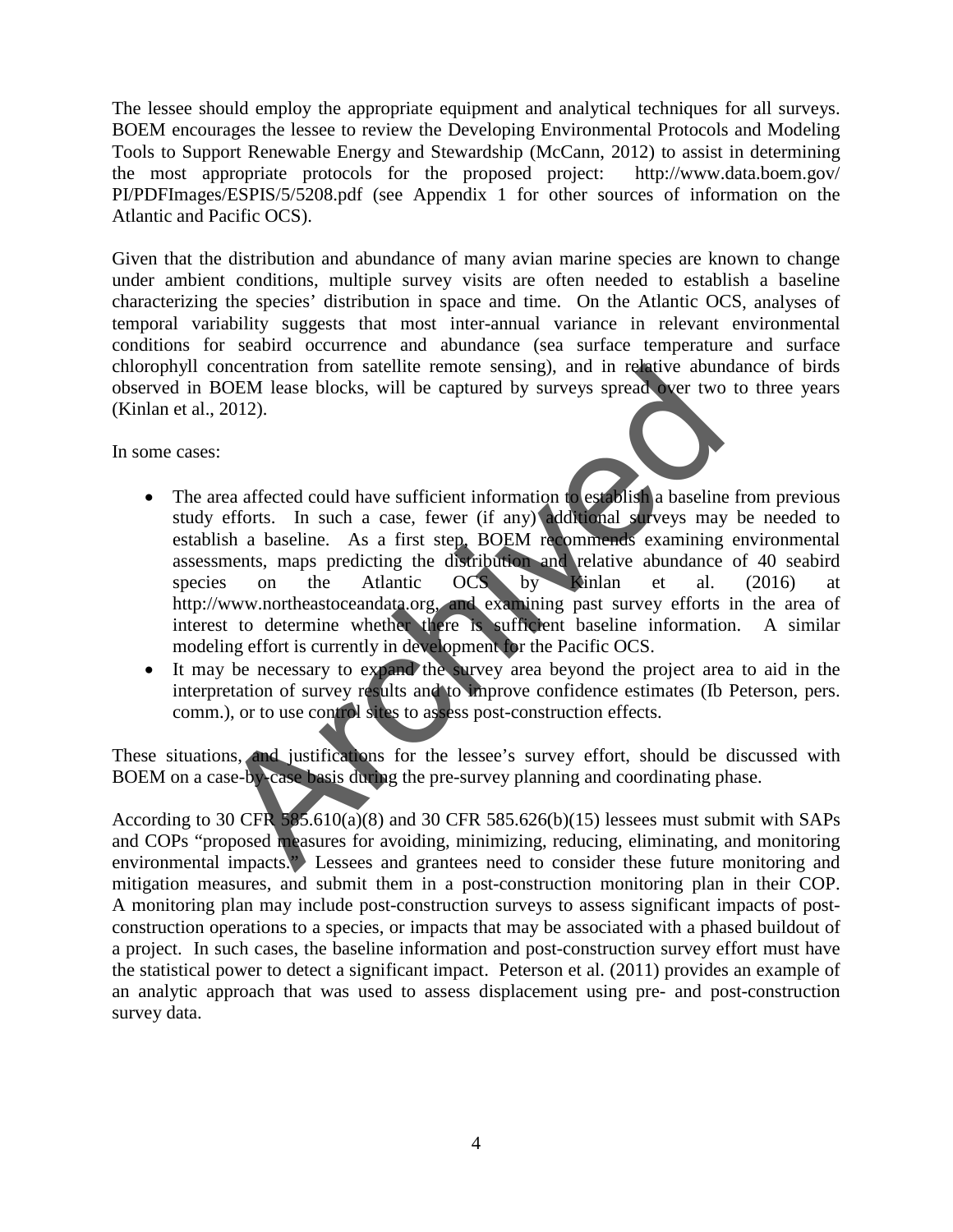The lessee should employ the appropriate equipment and analytical techniques for all surveys. BOEM encourages the lessee to review the Developing Environmental Protocols and Modeling Tools to Support Renewable Energy and Stewardship (McCann, 2012) to assist in determining the most appropriate protocols for the proposed project: http://www.data.boem.gov/PI/PDFImages/ESPIS/5/5208.pdf (see Appendix 1 for other sources of information on the Atlantic and Pacific OCS).

Given that the distribution and abundance of many avian marine species are known to change under ambient conditions, multiple survey visits are often needed to establish a baseline characterizing the species' distribution in space and time. On the Atlantic OCS, analyses of temporal variability suggests that most inter-annual variance in relevant environmental conditions for seabird occurrence and abundance (sea surface temperature and surface chlorophyll concentration from satellite remote sensing), and in relative abundance of birds observed in BOEM lease blocks, will be captured by surveys spread over two to three years (Kinlan et al., 2012).

In some cases:

- The area affected could have sufficient information to establish a baseline from previous study efforts. In such a case, fewer (if any) additional surveys may be needed to establish a baseline. As a first step, BOEM recommends examining environmental assessments, maps predicting the distribution and relative abundance of 40 seabird species on the Atlantic OCS by Kinlan et al. (2016) at http://www.northeastoceandata.org, and examining past survey efforts in the area of interest to determine whether there is sufficient baseline information. A similar modeling effort is currently in development for the Pacific OCS.
- It may be necessary to expand the survey area beyond the project area to aid in the interpretation of survey results and to improve confidence estimates (Ib Peterson, pers. comm.), or to use control sites to assess post-construction effects.

These situations, and justifications for the lessee's survey effort, should be discussed with BOEM on a case-by-case basis during the pre-survey planning and coordinating phase.

According to 30 CFR 585.610(a)(8) and 30 CFR 585.626(b)(15) lessees must submit with SAPs and COPs "proposed measures for avoiding, minimizing, reducing, eliminating, and monitoring environmental impacts." Lessees and grantees need to consider these future monitoring and mitigation measures, and submit them in a post-construction monitoring plan in their COP. A monitoring plan may include post-construction surveys to assess significant impacts of post-construction operations to a species, or impacts that may be associated with a phased buildout of a project. In such cases, the baseline information and post-construction survey effort must have the statistical power to detect a significant impact. Peterson et al. (2011) provides an example of an analytic approach that was used to assess displacement using pre- and post-construction survey data.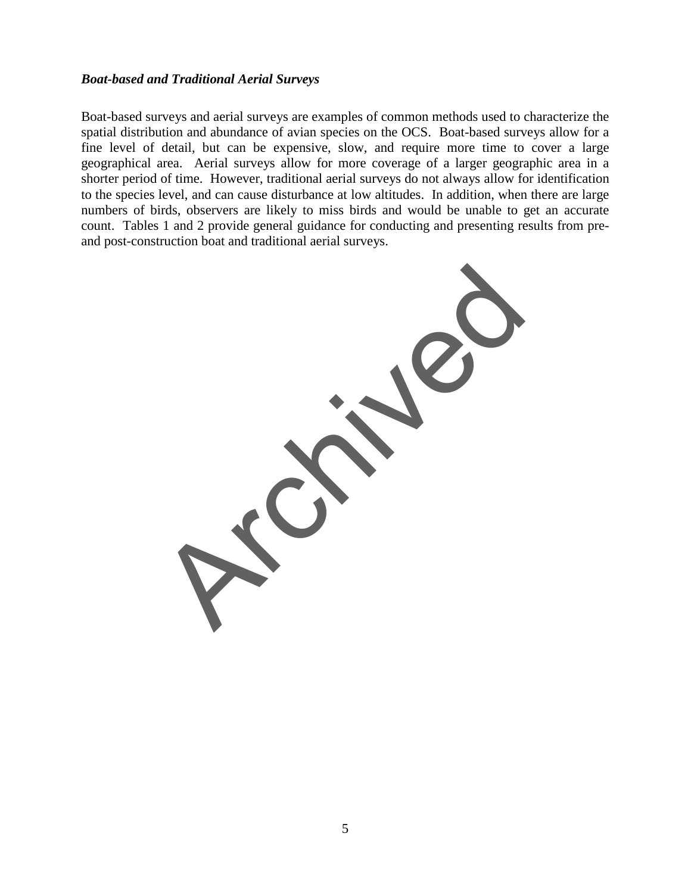***Boat-based and Traditional Aerial Surveys***

Boat-based surveys and aerial surveys are examples of common methods used to characterize the spatial distribution and abundance of avian species on the OCS. Boat-based surveys allow for a fine level of detail, but can be expensive, slow, and require more time to cover a large geographical area. Aerial surveys allow for more coverage of a larger geographic area in a shorter period of time. However, traditional aerial surveys do not always allow for identification to the species level, and can cause disturbance at low altitudes. In addition, when there are large numbers of birds, observers are likely to miss birds and would be unable to get an accurate count. Tables 1 and 2 provide general guidance for conducting and presenting results from pre- and post-construction boat and traditional aerial surveys.

Archived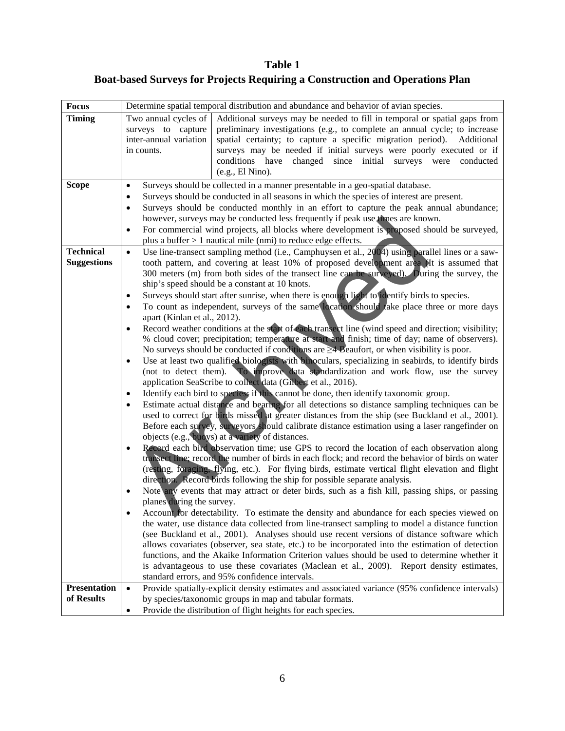**Table 1**

**Boat-based Surveys for Projects Requiring a Construction and Operations Plan**

| **Focus** | Determine spatial temporal distribution and abundance and behavior of avian species. | |
|---|---|---|
| **Timing** | Two annual cycles of surveys to capture inter-annual variation in counts. | Additional surveys may be needed to fill in temporal or spatial gaps from preliminary investigations (e.g., to complete an annual cycle; to increase spatial certainty; to capture a specific migration period). Additional surveys may be needed if initial surveys were poorly executed or if conditions have changed since initial surveys were conducted (e.g., El Nino). |
| **Scope** | • Surveys should be collected in a manner presentable in a geo-spatial database.<br>• Surveys should be conducted in all seasons in which the species of interest are present.<br>• Surveys should be conducted monthly in an effort to capture the peak annual abundance; however, surveys may be conducted less frequently if peak use times are known.<br>• For commercial wind projects, all blocks where development is proposed should be surveyed, plus a buffer > 1 nautical mile (nmi) to reduce edge effects. | |
| **Technical Suggestions** | • Use line-transect sampling method (i.e., Camphuysen et al., 2004) using parallel lines or a saw-tooth pattern, and covering at least 10% of proposed development area (It is assumed that 300 meters (m) from both sides of the transect line can be surveyed). During the survey, the ship's speed should be a constant at 10 knots.<br>• Surveys should start after sunrise, when there is enough light to identify birds to species.<br>• To count as independent, surveys of the same location should take place three or more days apart (Kinlan et al., 2012).<br>• Record weather conditions at the start of each transect line (wind speed and direction; visibility; % cloud cover; precipitation; temperature at start and finish; time of day; name of observers). No surveys should be conducted if conditions are ≥4 Beaufort, or when visibility is poor.<br>• Use at least two qualified biologists with binoculars, specializing in seabirds, to identify birds (not to detect them). To improve data standardization and work flow, use the survey application SeaScribe to collect data (Gilbert et al., 2016).<br>• Identify each bird to species; if this cannot be done, then identify taxonomic group.<br>• Estimate actual distance and bearing for all detections so distance sampling techniques can be used to correct for birds missed at greater distances from the ship (see Buckland et al., 2001). Before each survey, surveyors should calibrate distance estimation using a laser rangefinder on objects (e.g., buoys) at a variety of distances.<br>• Record each bird observation time; use GPS to record the location of each observation along transect line; record the number of birds in each flock; and record the behavior of birds on water (resting, foraging, flying, etc.). For flying birds, estimate vertical flight elevation and flight direction. Record birds following the ship for possible separate analysis.<br>• Note any events that may attract or deter birds, such as a fish kill, passing ships, or passing planes during the survey.<br>• Account for detectability. To estimate the density and abundance for each species viewed on the water, use distance data collected from line-transect sampling to model a distance function (see Buckland et al., 2001). Analyses should use recent versions of distance software which allows covariates (observer, sea state, etc.) to be incorporated into the estimation of detection functions, and the Akaike Information Criterion values should be used to determine whether it is advantageous to use these covariates (Maclean et al., 2009). Report density estimates, standard errors, and 95% confidence intervals. | |
| **Presentation of Results** | • Provide spatially-explicit density estimates and associated variance (95% confidence intervals) by species/taxonomic groups in map and tabular formats.<br>• Provide the distribution of flight heights for each species. | |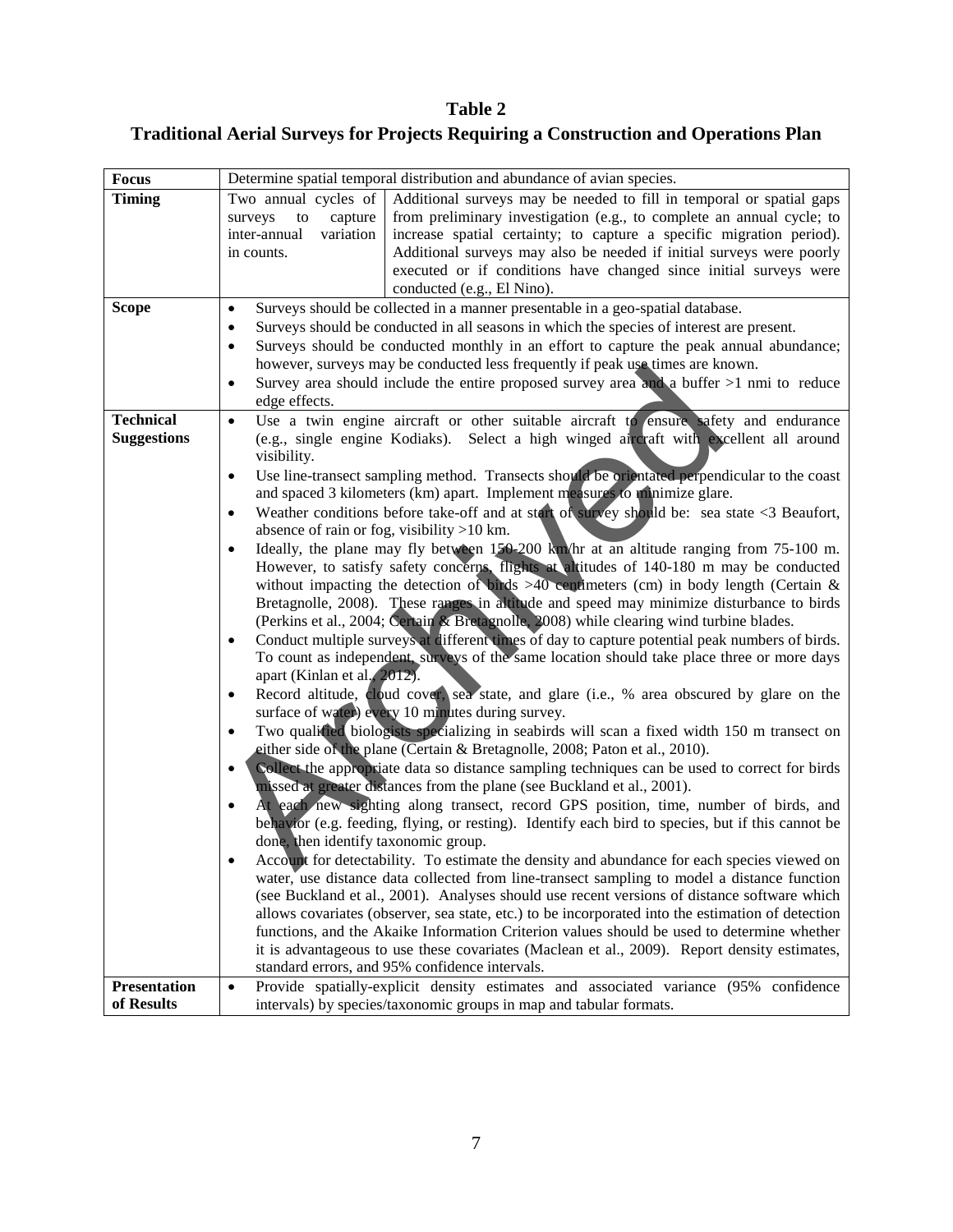**Table 2**

**Traditional Aerial Surveys for Projects Requiring a Construction and Operations Plan**

| **Focus** | Determine spatial temporal distribution and abundance of avian species. | |
|---|---|---|
| **Timing** | Two annual cycles of surveys to capture inter-annual variation in counts. | Additional surveys may be needed to fill in temporal or spatial gaps from preliminary investigation (e.g., to complete an annual cycle; to increase spatial certainty; to capture a specific migration period). Additional surveys may also be needed if initial surveys were poorly executed or if conditions have changed since initial surveys were conducted (e.g., El Nino). |
| **Scope** | • Surveys should be collected in a manner presentable in a geo-spatial database.<br>• Surveys should be conducted in all seasons in which the species of interest are present.<br>• Surveys should be conducted monthly in an effort to capture the peak annual abundance; however, surveys may be conducted less frequently if peak use times are known.<br>• Survey area should include the entire proposed survey area and a buffer >1 nmi to reduce edge effects. | |
| **Technical Suggestions** | • Use a twin engine aircraft or other suitable aircraft to ensure safety and endurance (e.g., single engine Kodiaks). Select a high winged aircraft with excellent all around visibility.<br>• Use line-transect sampling method. Transects should be orientated perpendicular to the coast and spaced 3 kilometers (km) apart. Implement measures to minimize glare.<br>• Weather conditions before take-off and at start of survey should be: sea state <3 Beaufort, absence of rain or fog, visibility >10 km.<br>• Ideally, the plane may fly between 150-200 km/hr at an altitude ranging from 75-100 m. However, to satisfy safety concerns, flights at altitudes of 140-180 m may be conducted without impacting the detection of birds >40 centimeters (cm) in body length (Certain & Bretagnolle, 2008). These ranges in altitude and speed may minimize disturbance to birds (Perkins et al., 2004; Certain & Bretagnolle, 2008) while clearing wind turbine blades.<br>• Conduct multiple surveys at different times of day to capture potential peak numbers of birds. To count as independent, surveys of the same location should take place three or more days apart (Kinlan et al., 2012).<br>• Record altitude, cloud cover, sea state, and glare (i.e., % area obscured by glare on the surface of water) every 10 minutes during survey.<br>• Two qualified biologists specializing in seabirds will scan a fixed width 150 m transect on either side of the plane (Certain & Bretagnolle, 2008; Paton et al., 2010).<br>• Collect the appropriate data so distance sampling techniques can be used to correct for birds missed at greater distances from the plane (see Buckland et al., 2001).<br>• At each new sighting along transect, record GPS position, time, number of birds, and behavior (e.g. feeding, flying, or resting). Identify each bird to species, but if this cannot be done, then identify taxonomic group.<br>• Account for detectability. To estimate the density and abundance for each species viewed on water, use distance data collected from line-transect sampling to model a distance function (see Buckland et al., 2001). Analyses should use recent versions of distance software which allows covariates (observer, sea state, etc.) to be incorporated into the estimation of detection functions, and the Akaike Information Criterion values should be used to determine whether it is advantageous to use these covariates (Maclean et al., 2009). Report density estimates, standard errors, and 95% confidence intervals. | |
| **Presentation of Results** | • Provide spatially-explicit density estimates and associated variance (95% confidence intervals) by species/taxonomic groups in map and tabular formats. | |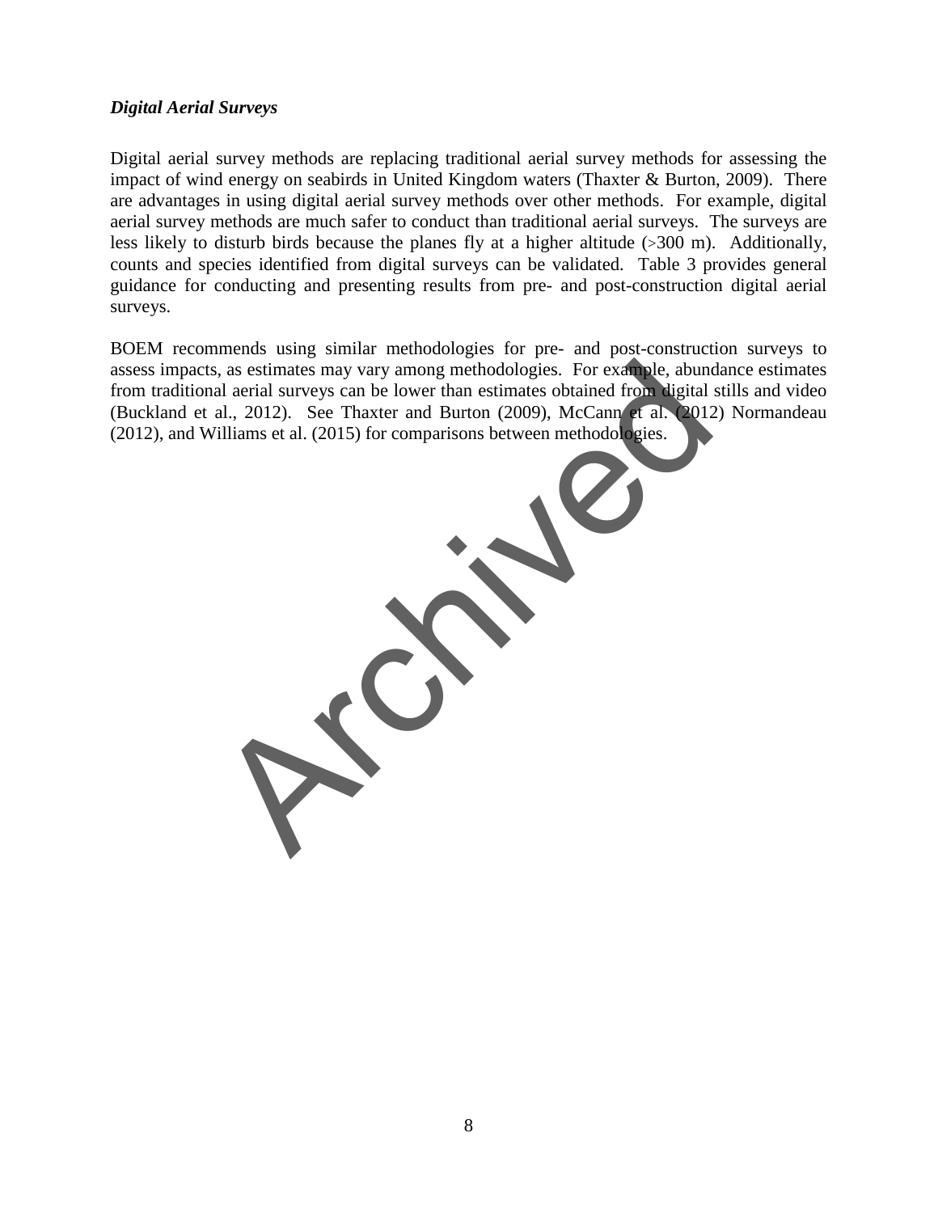***Digital Aerial Surveys***

Digital aerial survey methods are replacing traditional aerial survey methods for assessing the impact of wind energy on seabirds in United Kingdom waters (Thaxter & Burton, 2009). There are advantages in using digital aerial survey methods over other methods. For example, digital aerial survey methods are much safer to conduct than traditional aerial surveys. The surveys are less likely to disturb birds because the planes fly at a higher altitude (>300 m). Additionally, counts and species identified from digital surveys can be validated. Table 3 provides general guidance for conducting and presenting results from pre- and post-construction digital aerial surveys.

BOEM recommends using similar methodologies for pre- and post-construction surveys to assess impacts, as estimates may vary among methodologies. For example, abundance estimates from traditional aerial surveys can be lower than estimates obtained from digital stills and video (Buckland et al., 2012). See Thaxter and Burton (2009), McCann et al. (2012) Normandeau (2012), and Williams et al. (2015) for comparisons between methodologies.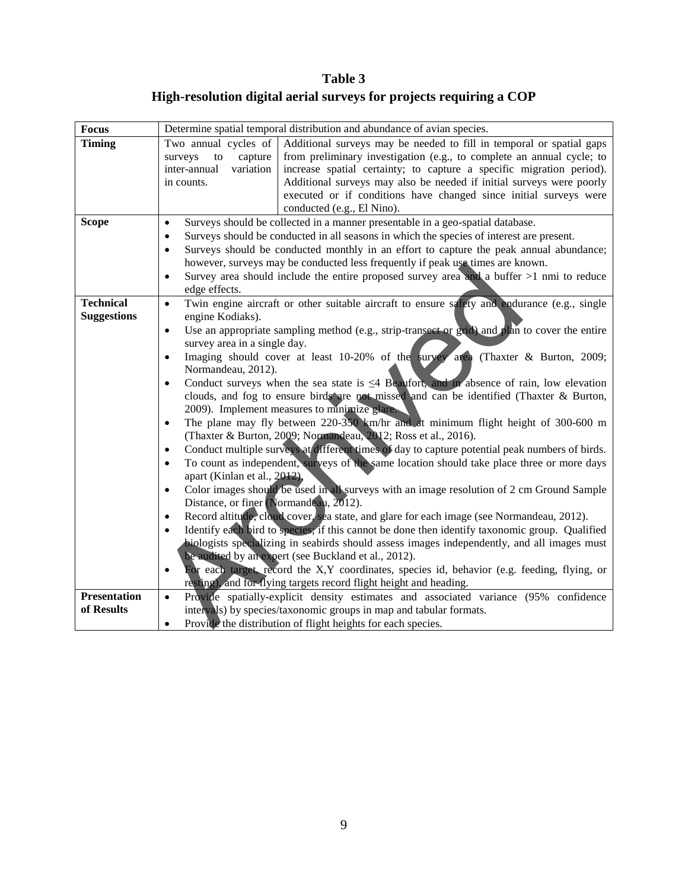**Table 3**

**High-resolution digital aerial surveys for projects requiring a COP**

| **Focus** | Determine spatial temporal distribution and abundance of avian species. | |
|---|---|---|
| **Timing** | Two annual cycles of surveys to capture inter-annual variation in counts. | Additional surveys may be needed to fill in temporal or spatial gaps from preliminary investigation (e.g., to complete an annual cycle; to increase spatial certainty; to capture a specific migration period). Additional surveys may also be needed if initial surveys were poorly executed or if conditions have changed since initial surveys were conducted (e.g., El Nino). |
| **Scope** | • Surveys should be collected in a manner presentable in a geo-spatial database.<br>• Surveys should be conducted in all seasons in which the species of interest are present.<br>• Surveys should be conducted monthly in an effort to capture the peak annual abundance; however, surveys may be conducted less frequently if peak use times are known.<br>• Survey area should include the entire proposed survey area and a buffer >1 nmi to reduce edge effects. | |
| **Technical Suggestions** | • Twin engine aircraft or other suitable aircraft to ensure safety and endurance (e.g., single engine Kodiaks).<br>• Use an appropriate sampling method (e.g., strip-transect or grid) and plan to cover the entire survey area in a single day.<br>• Imaging should cover at least 10-20% of the survey area (Thaxter & Burton, 2009; Normandeau, 2012).<br>• Conduct surveys when the sea state is ≤4 Beaufort, and in absence of rain, low elevation clouds, and fog to ensure birds are not missed and can be identified (Thaxter & Burton, 2009). Implement measures to minimize glare.<br>• The plane may fly between 220-350 km/hr and at minimum flight height of 300-600 m (Thaxter & Burton, 2009; Normandeau, 2012; Ross et al., 2016).<br>• Conduct multiple surveys at different times of day to capture potential peak numbers of birds.<br>• To count as independent, surveys of the same location should take place three or more days apart (Kinlan et al., 2012).<br>• Color images should be used in all surveys with an image resolution of 2 cm Ground Sample Distance, or finer (Normandeau, 2012).<br>• Record altitude, cloud cover, sea state, and glare for each image (see Normandeau, 2012).<br>• Identify each bird to species; if this cannot be done then identify taxonomic group. Qualified biologists specializing in seabirds should assess images independently, and all images must be audited by an expert (see Buckland et al., 2012).<br>• For each target, record the X,Y coordinates, species id, behavior (e.g. feeding, flying, or resting), and for flying targets record flight height and heading. | |
| **Presentation of Results** | • Provide spatially-explicit density estimates and associated variance (95% confidence intervals) by species/taxonomic groups in map and tabular formats.<br>• Provide the distribution of flight heights for each species. | |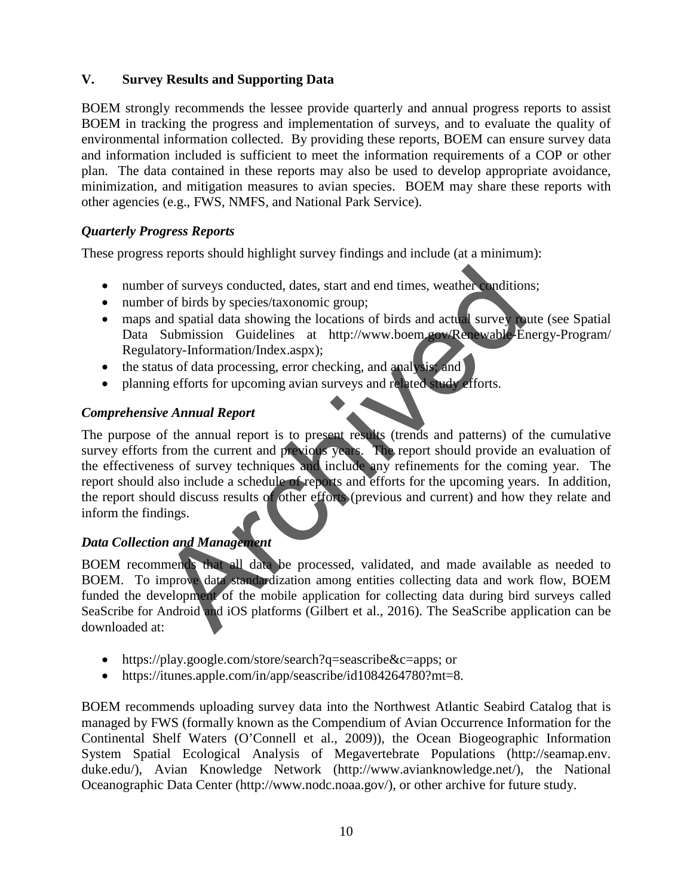## V. Survey Results and Supporting Data

BOEM strongly recommends the lessee provide quarterly and annual progress reports to assist BOEM in tracking the progress and implementation of surveys, and to evaluate the quality of environmental information collected. By providing these reports, BOEM can ensure survey data and information included is sufficient to meet the information requirements of a COP or other plan. The data contained in these reports may also be used to develop appropriate avoidance, minimization, and mitigation measures to avian species. BOEM may share these reports with other agencies (e.g., FWS, NMFS, and National Park Service).

### *Quarterly Progress Reports*

These progress reports should highlight survey findings and include (at a minimum):

- number of surveys conducted, dates, start and end times, weather conditions;
- number of birds by species/taxonomic group;
- maps and spatial data showing the locations of birds and actual survey route (see Spatial Data Submission Guidelines at http://www.boem.gov/Renewable-Energy-Program/Regulatory-Information/Index.aspx);
- the status of data processing, error checking, and analysis; and
- planning efforts for upcoming avian surveys and related study efforts.

### *Comprehensive Annual Report*

The purpose of the annual report is to present results (trends and patterns) of the cumulative survey efforts from the current and previous years. The report should provide an evaluation of the effectiveness of survey techniques and include any refinements for the coming year. The report should also include a schedule of reports and efforts for the upcoming years. In addition, the report should discuss results of other efforts (previous and current) and how they relate and inform the findings.

### *Data Collection and Management*

BOEM recommends that all data be processed, validated, and made available as needed to BOEM. To improve data standardization among entities collecting data and work flow, BOEM funded the development of the mobile application for collecting data during bird surveys called SeaScribe for Android and iOS platforms (Gilbert et al., 2016). The SeaScribe application can be downloaded at:

- https://play.google.com/store/search?q=seascribe&c=apps; or
- https://itunes.apple.com/in/app/seascribe/id1084264780?mt=8.

BOEM recommends uploading survey data into the Northwest Atlantic Seabird Catalog that is managed by FWS (formally known as the Compendium of Avian Occurrence Information for the Continental Shelf Waters (O'Connell et al., 2009)), the Ocean Biogeographic Information System Spatial Ecological Analysis of Megavertebrate Populations (http://seamap.env.duke.edu/), Avian Knowledge Network (http://www.avianknowledge.net/), the National Oceanographic Data Center (http://www.nodc.noaa.gov/), or other archive for future study.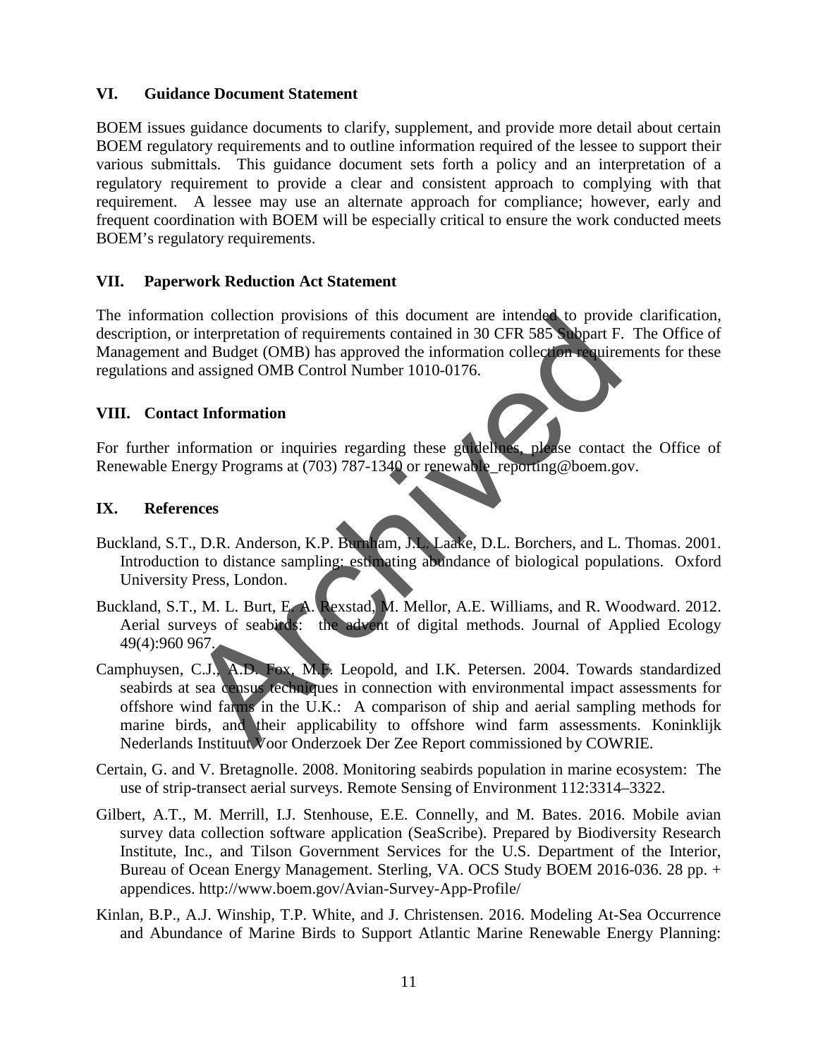## VI. Guidance Document Statement

BOEM issues guidance documents to clarify, supplement, and provide more detail about certain BOEM regulatory requirements and to outline information required of the lessee to support their various submittals. This guidance document sets forth a policy and an interpretation of a regulatory requirement to provide a clear and consistent approach to complying with that requirement. A lessee may use an alternate approach for compliance; however, early and frequent coordination with BOEM will be especially critical to ensure the work conducted meets BOEM's regulatory requirements.

## VII. Paperwork Reduction Act Statement

The information collection provisions of this document are intended to provide clarification, description, or interpretation of requirements contained in 30 CFR 585 Subpart F. The Office of Management and Budget (OMB) has approved the information collection requirements for these regulations and assigned OMB Control Number 1010-0176.

## VIII. Contact Information

For further information or inquiries regarding these guidelines, please contact the Office of Renewable Energy Programs at (703) 787-1340 or renewable_reporting@boem.gov.

## IX. References

Buckland, S.T., D.R. Anderson, K.P. Burnham, J.L. Laake, D.L. Borchers, and L. Thomas. 2001. Introduction to distance sampling: estimating abundance of biological populations. Oxford University Press, London.

Buckland, S.T., M. L. Burt, E. A. Rexstad, M. Mellor, A.E. Williams, and R. Woodward. 2012. Aerial surveys of seabirds: the advent of digital methods. Journal of Applied Ecology 49(4):960 967.

Camphuysen, C.J., A.D. Fox, M.F. Leopold, and I.K. Petersen. 2004. Towards standardized seabirds at sea census techniques in connection with environmental impact assessments for offshore wind farms in the U.K.: A comparison of ship and aerial sampling methods for marine birds, and their applicability to offshore wind farm assessments. Koninklijk Nederlands Instituut Voor Onderzoek Der Zee Report commissioned by COWRIE.

Certain, G. and V. Bretagnolle. 2008. Monitoring seabirds population in marine ecosystem: The use of strip-transect aerial surveys. Remote Sensing of Environment 112:3314–3322.

Gilbert, A.T., M. Merrill, I.J. Stenhouse, E.E. Connelly, and M. Bates. 2016. Mobile avian survey data collection software application (SeaScribe). Prepared by Biodiversity Research Institute, Inc., and Tilson Government Services for the U.S. Department of the Interior, Bureau of Ocean Energy Management. Sterling, VA. OCS Study BOEM 2016-036. 28 pp. + appendices. http://www.boem.gov/Avian-Survey-App-Profile/

Kinlan, B.P., A.J. Winship, T.P. White, and J. Christensen. 2016. Modeling At-Sea Occurrence and Abundance of Marine Birds to Support Atlantic Marine Renewable Energy Planning: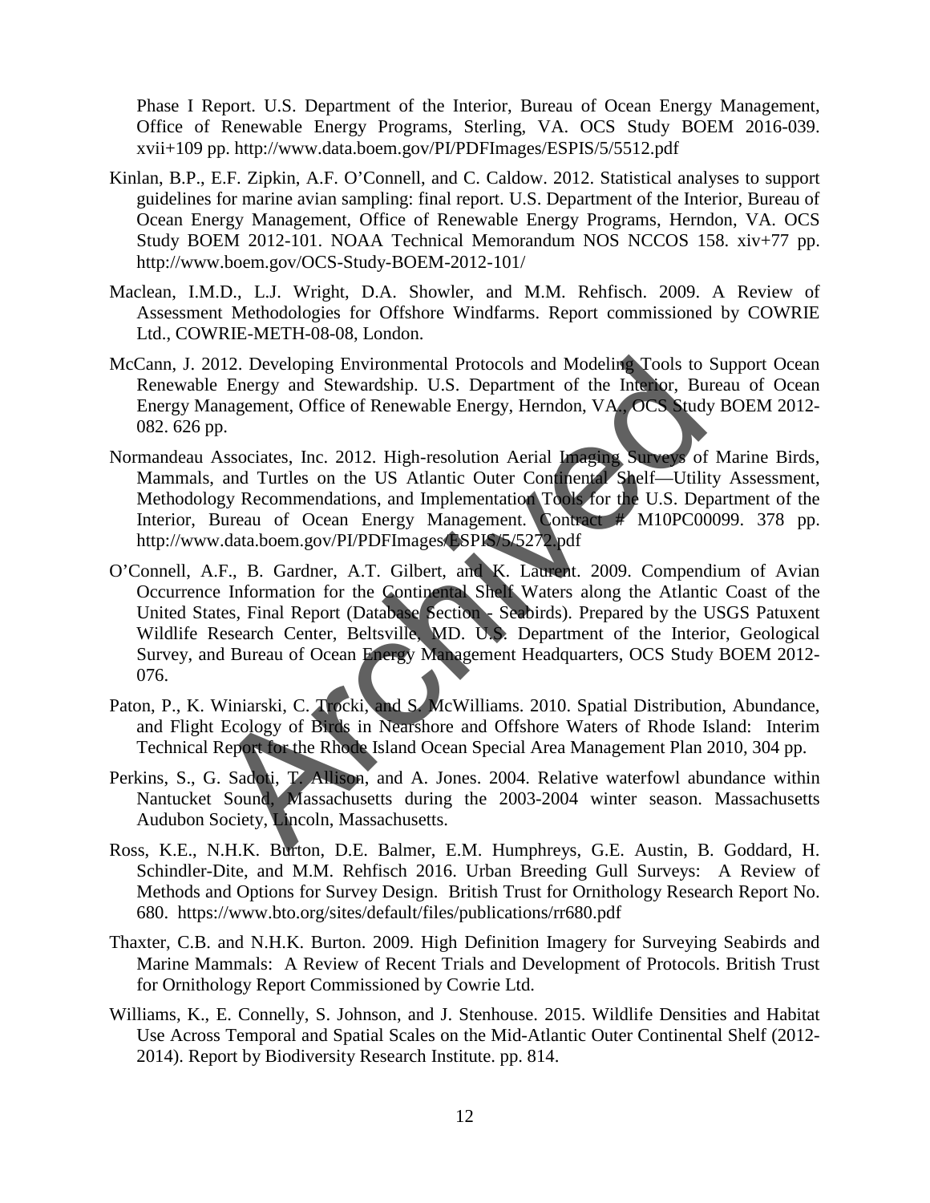Phase I Report. U.S. Department of the Interior, Bureau of Ocean Energy Management, Office of Renewable Energy Programs, Sterling, VA. OCS Study BOEM 2016-039. xvii+109 pp. http://www.data.boem.gov/PI/PDFImages/ESPIS/5/5512.pdf

Kinlan, B.P., E.F. Zipkin, A.F. O'Connell, and C. Caldow. 2012. Statistical analyses to support guidelines for marine avian sampling: final report. U.S. Department of the Interior, Bureau of Ocean Energy Management, Office of Renewable Energy Programs, Herndon, VA. OCS Study BOEM 2012-101. NOAA Technical Memorandum NOS NCCOS 158. xiv+77 pp. http://www.boem.gov/OCS-Study-BOEM-2012-101/

Maclean, I.M.D., L.J. Wright, D.A. Showler, and M.M. Rehfisch. 2009. A Review of Assessment Methodologies for Offshore Windfarms. Report commissioned by COWRIE Ltd., COWRIE-METH-08-08, London.

McCann, J. 2012. Developing Environmental Protocols and Modeling Tools to Support Ocean Renewable Energy and Stewardship. U.S. Department of the Interior, Bureau of Ocean Energy Management, Office of Renewable Energy, Herndon, VA., OCS Study BOEM 2012-082. 626 pp.

Normandeau Associates, Inc. 2012. High-resolution Aerial Imaging Surveys of Marine Birds, Mammals, and Turtles on the US Atlantic Outer Continental Shelf—Utility Assessment, Methodology Recommendations, and Implementation Tools for the U.S. Department of the Interior, Bureau of Ocean Energy Management. Contract # M10PC00099. 378 pp. http://www.data.boem.gov/PI/PDFImages/ESPIS/5/5272.pdf

O'Connell, A.F., B. Gardner, A.T. Gilbert, and K. Laurent. 2009. Compendium of Avian Occurrence Information for the Continental Shelf Waters along the Atlantic Coast of the United States, Final Report (Database Section - Seabirds). Prepared by the USGS Patuxent Wildlife Research Center, Beltsville, MD. U.S. Department of the Interior, Geological Survey, and Bureau of Ocean Energy Management Headquarters, OCS Study BOEM 2012-076.

Paton, P., K. Winiarski, C. Trocki, and S. McWilliams. 2010. Spatial Distribution, Abundance, and Flight Ecology of Birds in Nearshore and Offshore Waters of Rhode Island: Interim Technical Report for the Rhode Island Ocean Special Area Management Plan 2010, 304 pp.

Perkins, S., G. Sadoti, T. Allison, and A. Jones. 2004. Relative waterfowl abundance within Nantucket Sound, Massachusetts during the 2003-2004 winter season. Massachusetts Audubon Society, Lincoln, Massachusetts.

Ross, K.E., N.H.K. Burton, D.E. Balmer, E.M. Humphreys, G.E. Austin, B. Goddard, H. Schindler-Dite, and M.M. Rehfisch 2016. Urban Breeding Gull Surveys: A Review of Methods and Options for Survey Design. British Trust for Ornithology Research Report No. 680. https://www.bto.org/sites/default/files/publications/rr680.pdf

Thaxter, C.B. and N.H.K. Burton. 2009. High Definition Imagery for Surveying Seabirds and Marine Mammals: A Review of Recent Trials and Development of Protocols. British Trust for Ornithology Report Commissioned by Cowrie Ltd.

Williams, K., E. Connelly, S. Johnson, and J. Stenhouse. 2015. Wildlife Densities and Habitat Use Across Temporal and Spatial Scales on the Mid-Atlantic Outer Continental Shelf (2012-2014). Report by Biodiversity Research Institute. pp. 814.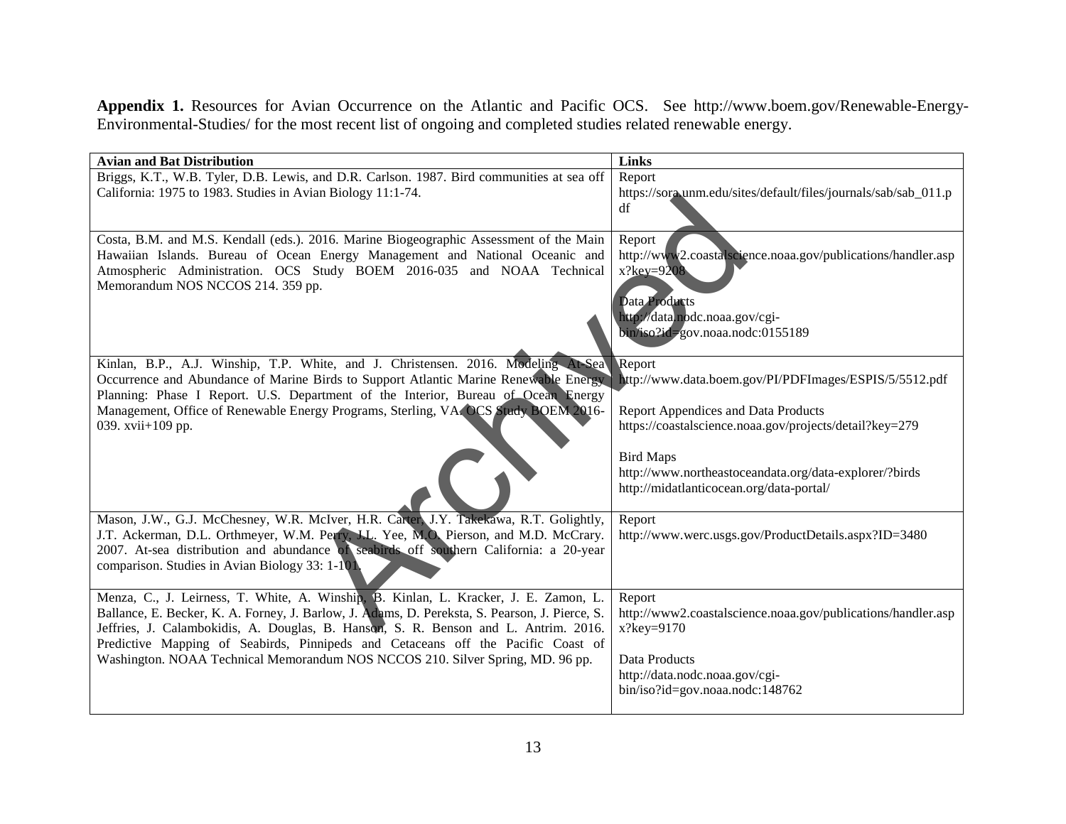**Appendix 1.** Resources for Avian Occurrence on the Atlantic and Pacific OCS. See http://www.boem.gov/Renewable-Energy-Environmental-Studies/ for the most recent list of ongoing and completed studies related renewable energy.

| **Avian and Bat Distribution** | **Links** |
|---|---|
| Briggs, K.T., W.B. Tyler, D.B. Lewis, and D.R. Carlson. 1987. Bird communities at sea off California: 1975 to 1983. Studies in Avian Biology 11:1-74. | Report<br>https://sora.unm.edu/sites/default/files/journals/sab/sab_011.pdf |
| Costa, B.M. and M.S. Kendall (eds.). 2016. Marine Biogeographic Assessment of the Main Hawaiian Islands. Bureau of Ocean Energy Management and National Oceanic and Atmospheric Administration. OCS Study BOEM 2016-035 and NOAA Technical Memorandum NOS NCCOS 214. 359 pp. | Report<br>http://www2.coastalscience.noaa.gov/publications/handler.aspx?key=9208<br><br>Data Products<br>http://data.nodc.noaa.gov/cgi-bin/iso?id=gov.noaa.nodc:0155189 |
| Kinlan, B.P., A.J. Winship, T.P. White, and J. Christensen. 2016. Modeling At-Sea Occurrence and Abundance of Marine Birds to Support Atlantic Marine Renewable Energy Planning: Phase I Report. U.S. Department of the Interior, Bureau of Ocean Energy Management, Office of Renewable Energy Programs, Sterling, VA. OCS Study BOEM 2016-039. xvii+109 pp. | Report<br>http://www.data.boem.gov/PI/PDFImages/ESPIS/5/5512.pdf<br><br>Report Appendices and Data Products<br>https://coastalscience.noaa.gov/projects/detail?key=279<br><br>Bird Maps<br>http://www.northeastoceandata.org/data-explorer/?birds<br>http://midatlanticocean.org/data-portal/ |
| Mason, J.W., G.J. McChesney, W.R. McIver, H.R. Carter, J.Y. Takekawa, R.T. Golightly, J.T. Ackerman, D.L. Orthmeyer, W.M. Perry, J.L. Yee, M.O. Pierson, and M.D. McCrary. 2007. At-sea distribution and abundance of seabirds off southern California: a 20-year comparison. Studies in Avian Biology 33: 1-101. | Report<br>http://www.werc.usgs.gov/ProductDetails.aspx?ID=3480 |
| Menza, C., J. Leirness, T. White, A. Winship, B. Kinlan, L. Kracker, J. E. Zamon, L. Ballance, E. Becker, K. A. Forney, J. Barlow, J. Adams, D. Pereksta, S. Pearson, J. Pierce, S. Jeffries, J. Calambokidis, A. Douglas, B. Hanson, S. R. Benson and L. Antrim. 2016. Predictive Mapping of Seabirds, Pinnipeds and Cetaceans off the Pacific Coast of Washington. NOAA Technical Memorandum NOS NCCOS 210. Silver Spring, MD. 96 pp. | Report<br>http://www2.coastalscience.noaa.gov/publications/handler.aspx?key=9170<br><br>Data Products<br>http://data.nodc.noaa.gov/cgi-bin/iso?id=gov.noaa.nodc:148762 |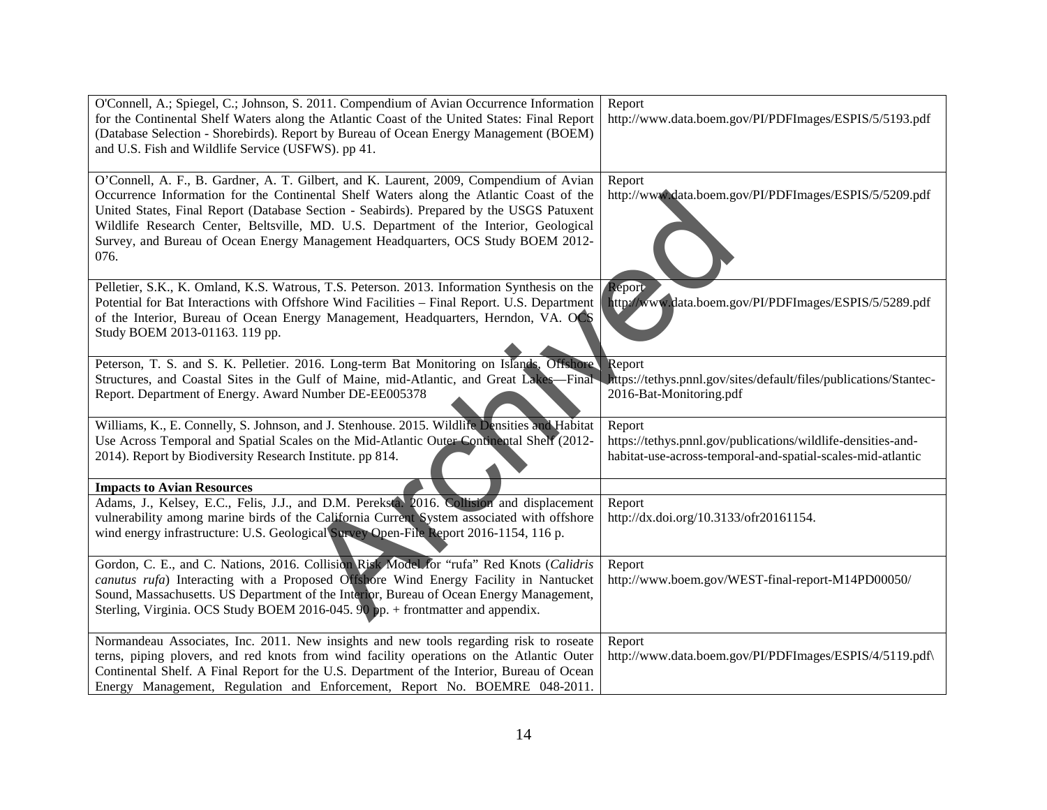| | |
|---|---|
| O'Connell, A.; Spiegel, C.; Johnson, S. 2011. Compendium of Avian Occurrence Information for the Continental Shelf Waters along the Atlantic Coast of the United States: Final Report (Database Selection - Shorebirds). Report by Bureau of Ocean Energy Management (BOEM) and U.S. Fish and Wildlife Service (USFWS). pp 41. | Report http://www.data.boem.gov/PI/PDFImages/ESPIS/5/5193.pdf |
| O'Connell, A. F., B. Gardner, A. T. Gilbert, and K. Laurent, 2009, Compendium of Avian Occurrence Information for the Continental Shelf Waters along the Atlantic Coast of the United States, Final Report (Database Section - Seabirds). Prepared by the USGS Patuxent Wildlife Research Center, Beltsville, MD. U.S. Department of the Interior, Geological Survey, and Bureau of Ocean Energy Management Headquarters, OCS Study BOEM 2012-076. | Report http://www.data.boem.gov/PI/PDFImages/ESPIS/5/5209.pdf |
| Pelletier, S.K., K. Omland, K.S. Watrous, T.S. Peterson. 2013. Information Synthesis on the Potential for Bat Interactions with Offshore Wind Facilities – Final Report. U.S. Department of the Interior, Bureau of Ocean Energy Management, Headquarters, Herndon, VA. OCS Study BOEM 2013-01163. 119 pp. | Report http://www.data.boem.gov/PI/PDFImages/ESPIS/5/5289.pdf |
| Peterson, T. S. and S. K. Pelletier. 2016. Long-term Bat Monitoring on Islands, Offshore Structures, and Coastal Sites in the Gulf of Maine, mid-Atlantic, and Great Lakes—Final Report. Department of Energy. Award Number DE-EE005378 | Report https://tethys.pnnl.gov/sites/default/files/publications/Stantec-2016-Bat-Monitoring.pdf |
| Williams, K., E. Connelly, S. Johnson, and J. Stenhouse. 2015. Wildlife Densities and Habitat Use Across Temporal and Spatial Scales on the Mid-Atlantic Outer Continental Shelf (2012-2014). Report by Biodiversity Research Institute. pp 814. | Report https://tethys.pnnl.gov/publications/wildlife-densities-and-habitat-use-across-temporal-and-spatial-scales-mid-atlantic |
| **Impacts to Avian Resources** | |
| Adams, J., Kelsey, E.C., Felis, J.J., and D.M. Pereksta. 2016. Collision and displacement vulnerability among marine birds of the California Current System associated with offshore wind energy infrastructure: U.S. Geological Survey Open-File Report 2016-1154, 116 p. | Report http://dx.doi.org/10.3133/ofr20161154. |
| Gordon, C. E., and C. Nations, 2016. Collision Risk Model for "rufa" Red Knots (*Calidris canutus rufa*) Interacting with a Proposed Offshore Wind Energy Facility in Nantucket Sound, Massachusetts. US Department of the Interior, Bureau of Ocean Energy Management, Sterling, Virginia. OCS Study BOEM 2016-045. 90 pp. + frontmatter and appendix. | Report http://www.boem.gov/WEST-final-report-M14PD00050/ |
| Normandeau Associates, Inc. 2011. New insights and new tools regarding risk to roseate terns, piping plovers, and red knots from wind facility operations on the Atlantic Outer Continental Shelf. A Final Report for the U.S. Department of the Interior, Bureau of Ocean Energy Management, Regulation and Enforcement, Report No. BOEMRE 048-2011. | Report http://www.data.boem.gov/PI/PDFImages/ESPIS/4/5119.pdf\ |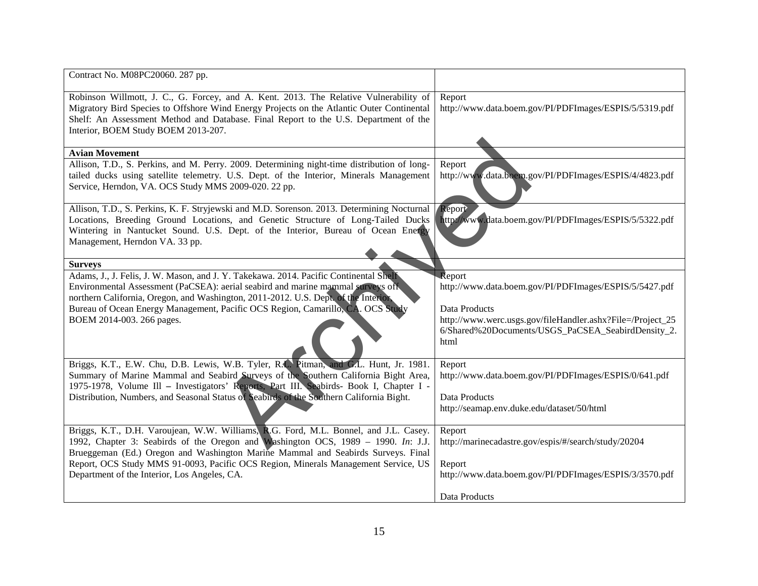| | |
|---|---|
| Contract No. M08PC20060. 287 pp. | |
| Robinson Willmott, J. C., G. Forcey, and A. Kent. 2013. The Relative Vulnerability of Migratory Bird Species to Offshore Wind Energy Projects on the Atlantic Outer Continental Shelf: An Assessment Method and Database. Final Report to the U.S. Department of the Interior, BOEM Study BOEM 2013-207. | Report<br>http://www.data.boem.gov/PI/PDFImages/ESPIS/5/5319.pdf |
| **Avian Movement** | |
| Allison, T.D., S. Perkins, and M. Perry. 2009. Determining night-time distribution of long-tailed ducks using satellite telemetry. U.S. Dept. of the Interior, Minerals Management Service, Herndon, VA. OCS Study MMS 2009-020. 22 pp. | Report<br>http://www.data.boem.gov/PI/PDFImages/ESPIS/4/4823.pdf |
| Allison, T.D., S. Perkins, K. F. Stryjewski and M.D. Sorenson. 2013. Determining Nocturnal Locations, Breeding Ground Locations, and Genetic Structure of Long-Tailed Ducks Wintering in Nantucket Sound. U.S. Dept. of the Interior, Bureau of Ocean Energy Management, Herndon VA. 33 pp. | Report<br>http://www.data.boem.gov/PI/PDFImages/ESPIS/5/5322.pdf |
| **Surveys** | |
| Adams, J., J. Felis, J. W. Mason, and J. Y. Takekawa. 2014. Pacific Continental Shelf Environmental Assessment (PaCSEA): aerial seabird and marine mammal surveys off northern California, Oregon, and Washington, 2011-2012. U.S. Dept. of the Interior, Bureau of Ocean Energy Management, Pacific OCS Region, Camarillo, CA. OCS Study BOEM 2014-003. 266 pages. | Report<br>http://www.data.boem.gov/PI/PDFImages/ESPIS/5/5427.pdf<br><br>Data Products<br>http://www.werc.usgs.gov/fileHandler.ashx?File=/Project_256/Shared%20Documents/USGS_PaCSEA_SeabirdDensity_2.html |
| Briggs, K.T., E.W. Chu, D.B. Lewis, W.B. Tyler, R.L. Pitman, and G.L. Hunt, Jr. 1981. Summary of Marine Mammal and Seabird Surveys of the Southern California Bight Area, 1975-1978, Volume Ill – Investigators' Reports, Part III. Seabirds- Book I, Chapter I - Distribution, Numbers, and Seasonal Status of Seabirds of the Southern California Bight. | Report<br>http://www.data.boem.gov/PI/PDFImages/ESPIS/0/641.pdf<br><br>Data Products<br>http://seamap.env.duke.edu/dataset/50/html |
| Briggs, K.T., D.H. Varoujean, W.W. Williams, R.G. Ford, M.L. Bonnel, and J.L. Casey. 1992, Chapter 3: Seabirds of the Oregon and Washington OCS, 1989 – 1990. *In*: J.J. Brueggeman (Ed.) Oregon and Washington Marine Mammal and Seabirds Surveys. Final Report, OCS Study MMS 91-0093, Pacific OCS Region, Minerals Management Service, US Department of the Interior, Los Angeles, CA. | Report<br>http://marinecadastre.gov/espis/#/search/study/20204<br><br>Report<br>http://www.data.boem.gov/PI/PDFImages/ESPIS/3/3570.pdf<br><br>Data Products |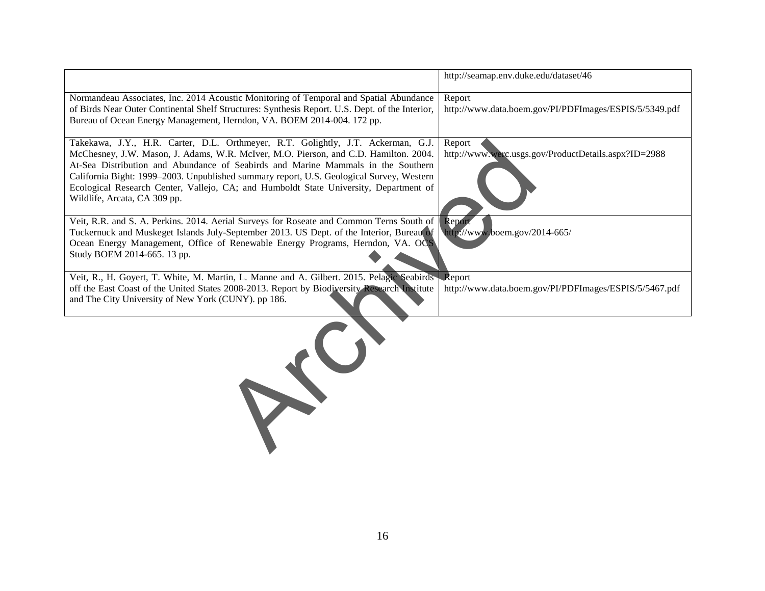| | |
|---|---|
| | http://seamap.env.duke.edu/dataset/46 |
| Normandeau Associates, Inc. 2014 Acoustic Monitoring of Temporal and Spatial Abundance of Birds Near Outer Continental Shelf Structures: Synthesis Report. U.S. Dept. of the Interior, Bureau of Ocean Energy Management, Herndon, VA. BOEM 2014-004. 172 pp. | Report http://www.data.boem.gov/PI/PDFImages/ESPIS/5/5349.pdf |
| Takekawa, J.Y., H.R. Carter, D.L. Orthmeyer, R.T. Golightly, J.T. Ackerman, G.J. McChesney, J.W. Mason, J. Adams, W.R. McIver, M.O. Pierson, and C.D. Hamilton. 2004. At-Sea Distribution and Abundance of Seabirds and Marine Mammals in the Southern California Bight: 1999–2003. Unpublished summary report, U.S. Geological Survey, Western Ecological Research Center, Vallejo, CA; and Humboldt State University, Department of Wildlife, Arcata, CA 309 pp. | Report http://www.werc.usgs.gov/ProductDetails.aspx?ID=2988 |
| Veit, R.R. and S. A. Perkins. 2014. Aerial Surveys for Roseate and Common Terns South of Tuckernuck and Muskeget Islands July-September 2013. US Dept. of the Interior, Bureau of Ocean Energy Management, Office of Renewable Energy Programs, Herndon, VA. OCS Study BOEM 2014-665. 13 pp. | Report http://www.boem.gov/2014-665/ |
| Veit, R., H. Goyert, T. White, M. Martin, L. Manne and A. Gilbert. 2015. Pelagic Seabirds off the East Coast of the United States 2008-2013. Report by Biodiversity Research Institute and The City University of New York (CUNY). pp 186. | Report http://www.data.boem.gov/PI/PDFImages/ESPIS/5/5467.pdf |